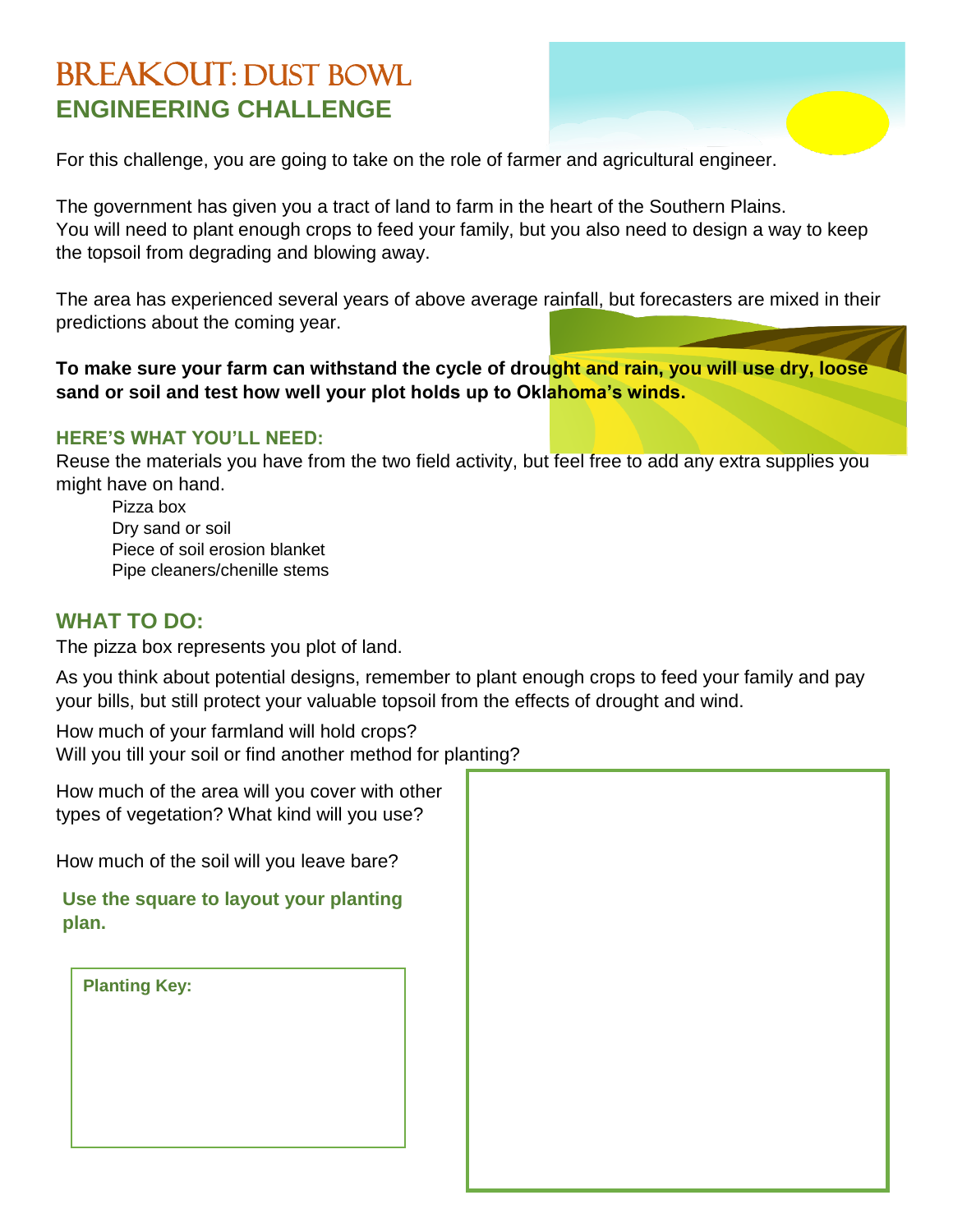# BREAKOUT: DUST BOWL
## ENGINEERING CHALLENGE

For this challenge, you are going to take on the role of farmer and agricultural engineer.

The government has given you a tract of land to farm in the heart of the Southern Plains.
You will need to plant enough crops to feed your family, but you also need to design a way to keep the topsoil from degrading and blowing away.

The area has experienced several years of above average rainfall, but forecasters are mixed in their predictions about the coming year.

**To make sure your farm can withstand the cycle of drought and rain, you will use dry, loose sand or soil and test how well your plot holds up to Oklahoma's winds.**

### HERE'S WHAT YOU'LL NEED:

Reuse the materials you have from the two field activity, but feel free to add any extra supplies you might have on hand.

- Pizza box
- Dry sand or soil
- Piece of soil erosion blanket
- Pipe cleaners/chenille stems

## WHAT TO DO:

The pizza box represents you plot of land.

As you think about potential designs, remember to plant enough crops to feed your family and pay your bills, but still protect your valuable topsoil from the effects of drought and wind.

How much of your farmland will hold crops?
Will you till your soil or find another method for planting?

How much of the area will you cover with other types of vegetation? What kind will you use?

How much of the soil will you leave bare?

**Use the square to layout your planting plan.**

**Planting Key:**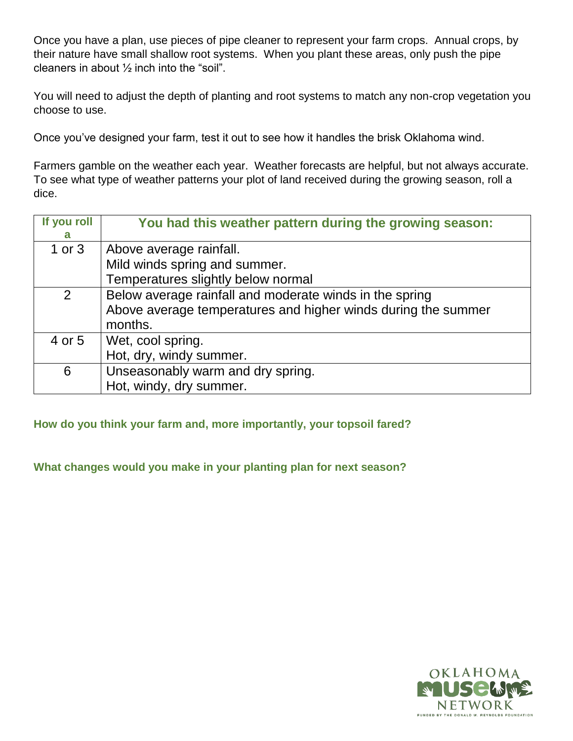Once you have a plan, use pieces of pipe cleaner to represent your farm crops. Annual crops, by their nature have small shallow root systems. When you plant these areas, only push the pipe cleaners in about ½ inch into the "soil".

You will need to adjust the depth of planting and root systems to match any non-crop vegetation you choose to use.

Once you've designed your farm, test it out to see how it handles the brisk Oklahoma wind.

Farmers gamble on the weather each year. Weather forecasts are helpful, but not always accurate. To see what type of weather patterns your plot of land received during the growing season, roll a dice.

| If you roll a | You had this weather pattern during the growing season: |
|---|---|
| 1 or 3 | Above average rainfall.<br>Mild winds spring and summer.<br>Temperatures slightly below normal |
| 2 | Below average rainfall and moderate winds in the spring<br>Above average temperatures and higher winds during the summer months. |
| 4 or 5 | Wet, cool spring.<br>Hot, dry, windy summer. |
| 6 | Unseasonably warm and dry spring.<br>Hot, windy, dry summer. |

**How do you think your farm and, more importantly, your topsoil fared?**

**What changes would you make in your planting plan for next season?**